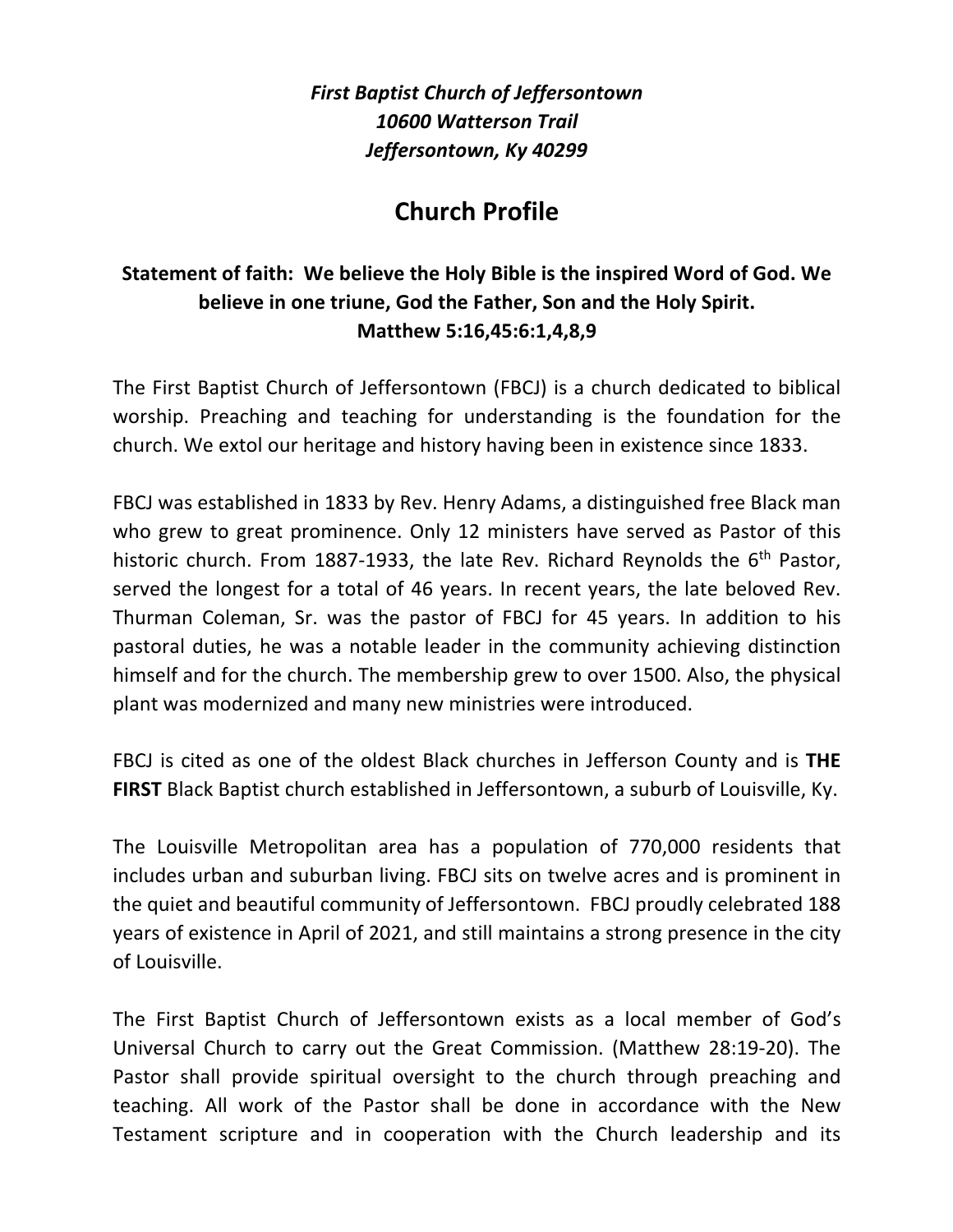*First Baptist Church of Jeffersontown*
*10600 Watterson Trail*
*Jeffersontown, Ky 40299*

# Church Profile

**Statement of faith: We believe the Holy Bible is the inspired Word of God. We believe in one triune, God the Father, Son and the Holy Spirit.**
**Matthew 5:16,45:6:1,4,8,9**

The First Baptist Church of Jeffersontown (FBCJ) is a church dedicated to biblical worship. Preaching and teaching for understanding is the foundation for the church. We extol our heritage and history having been in existence since 1833.

FBCJ was established in 1833 by Rev. Henry Adams, a distinguished free Black man who grew to great prominence. Only 12 ministers have served as Pastor of this historic church. From 1887-1933, the late Rev. Richard Reynolds the 6th Pastor, served the longest for a total of 46 years. In recent years, the late beloved Rev. Thurman Coleman, Sr. was the pastor of FBCJ for 45 years. In addition to his pastoral duties, he was a notable leader in the community achieving distinction himself and for the church. The membership grew to over 1500. Also, the physical plant was modernized and many new ministries were introduced.

FBCJ is cited as one of the oldest Black churches in Jefferson County and is **THE FIRST** Black Baptist church established in Jeffersontown, a suburb of Louisville, Ky.

The Louisville Metropolitan area has a population of 770,000 residents that includes urban and suburban living. FBCJ sits on twelve acres and is prominent in the quiet and beautiful community of Jeffersontown. FBCJ proudly celebrated 188 years of existence in April of 2021, and still maintains a strong presence in the city of Louisville.

The First Baptist Church of Jeffersontown exists as a local member of God's Universal Church to carry out the Great Commission. (Matthew 28:19-20). The Pastor shall provide spiritual oversight to the church through preaching and teaching. All work of the Pastor shall be done in accordance with the New Testament scripture and in cooperation with the Church leadership and its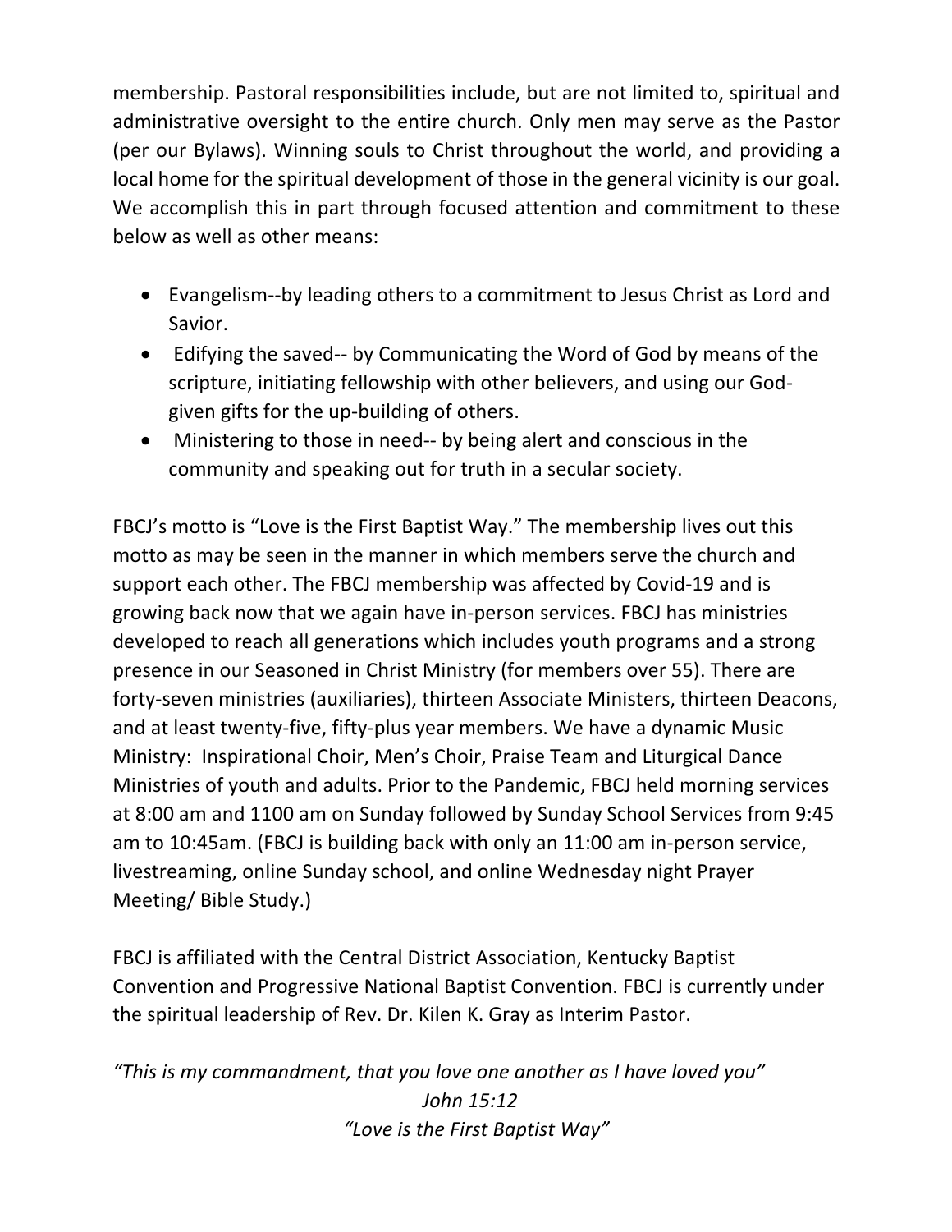membership. Pastoral responsibilities include, but are not limited to, spiritual and administrative oversight to the entire church. Only men may serve as the Pastor (per our Bylaws). Winning souls to Christ throughout the world, and providing a local home for the spiritual development of those in the general vicinity is our goal. We accomplish this in part through focused attention and commitment to these below as well as other means:

- Evangelism--by leading others to a commitment to Jesus Christ as Lord and Savior.
- Edifying the saved-- by Communicating the Word of God by means of the scripture, initiating fellowship with other believers, and using our God-given gifts for the up-building of others.
- Ministering to those in need-- by being alert and conscious in the community and speaking out for truth in a secular society.

FBCJ's motto is "Love is the First Baptist Way." The membership lives out this motto as may be seen in the manner in which members serve the church and support each other. The FBCJ membership was affected by Covid-19 and is growing back now that we again have in-person services. FBCJ has ministries developed to reach all generations which includes youth programs and a strong presence in our Seasoned in Christ Ministry (for members over 55). There are forty-seven ministries (auxiliaries), thirteen Associate Ministers, thirteen Deacons, and at least twenty-five, fifty-plus year members. We have a dynamic Music Ministry: Inspirational Choir, Men's Choir, Praise Team and Liturgical Dance Ministries of youth and adults. Prior to the Pandemic, FBCJ held morning services at 8:00 am and 1100 am on Sunday followed by Sunday School Services from 9:45 am to 10:45am. (FBCJ is building back with only an 11:00 am in-person service, livestreaming, online Sunday school, and online Wednesday night Prayer Meeting/ Bible Study.)

FBCJ is affiliated with the Central District Association, Kentucky Baptist Convention and Progressive National Baptist Convention. FBCJ is currently under the spiritual leadership of Rev. Dr. Kilen K. Gray as Interim Pastor.

*"This is my commandment, that you love one another as I have loved you"*
*John 15:12*
*"Love is the First Baptist Way"*